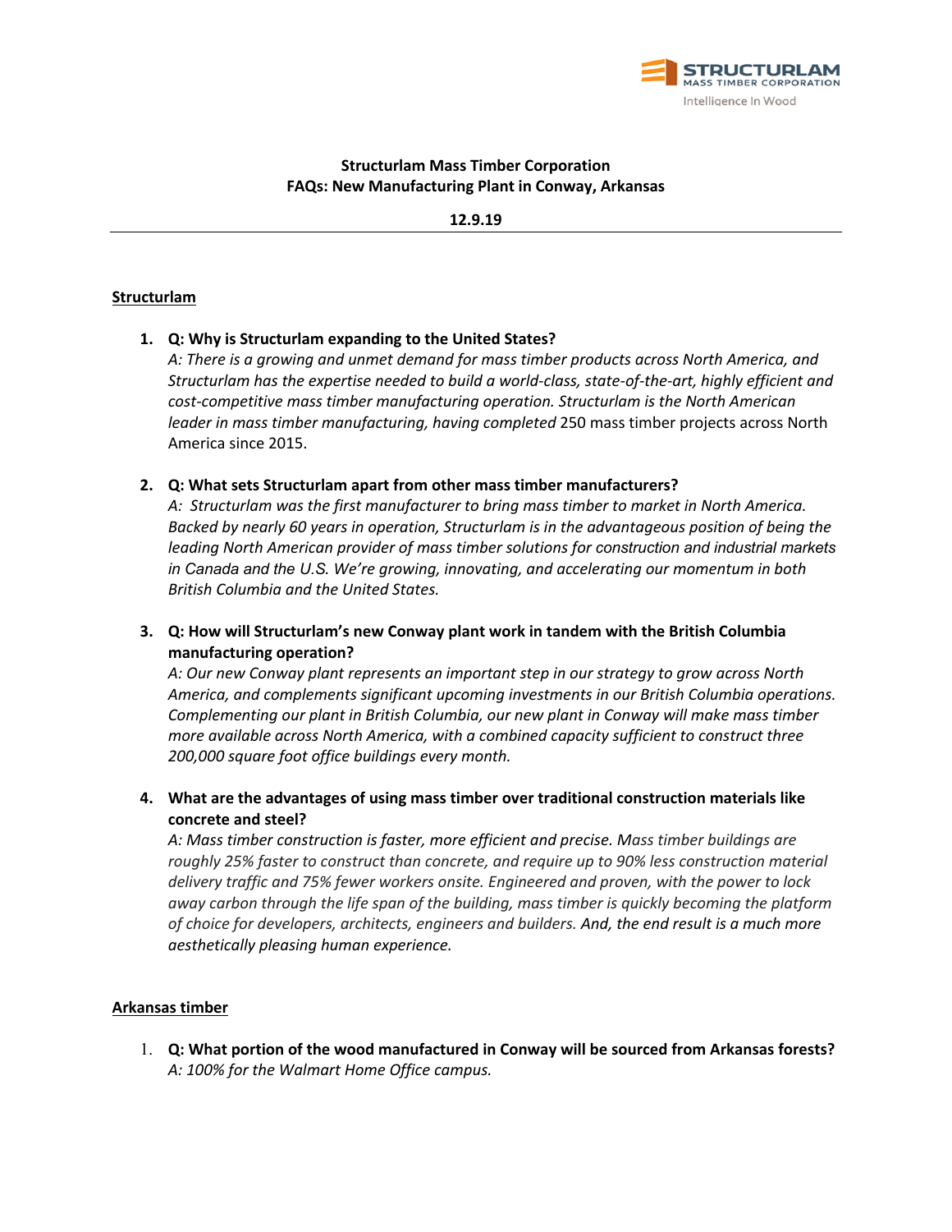**Structurlam Mass Timber Corporation**
**FAQs: New Manufacturing Plant in Conway, Arkansas**

**12.9.19**

---

## Structurlam

1. **Q: Why is Structurlam expanding to the United States?**
   *A: There is a growing and unmet demand for mass timber products across North America, and Structurlam has the expertise needed to build a world-class, state-of-the-art, highly efficient and cost-competitive mass timber manufacturing operation. Structurlam is the North American leader in mass timber manufacturing, having completed* 250 mass timber projects across North America since 2015.

2. **Q: What sets Structurlam apart from other mass timber manufacturers?**
   *A: Structurlam was the first manufacturer to bring mass timber to market in North America. Backed by nearly 60 years in operation, Structurlam is in the advantageous position of being the leading North American provider of mass timber solutions for construction and industrial markets in Canada and the U.S. We're growing, innovating, and accelerating our momentum in both British Columbia and the United States.*

3. **Q: How will Structurlam's new Conway plant work in tandem with the British Columbia manufacturing operation?**
   *A: Our new Conway plant represents an important step in our strategy to grow across North America, and complements significant upcoming investments in our British Columbia operations. Complementing our plant in British Columbia, our new plant in Conway will make mass timber more available across North America, with a combined capacity sufficient to construct three 200,000 square foot office buildings every month.*

4. **What are the advantages of using mass timber over traditional construction materials like concrete and steel?**
   *A: Mass timber construction is faster, more efficient and precise. Mass timber buildings are roughly 25% faster to construct than concrete, and require up to 90% less construction material delivery traffic and 75% fewer workers onsite. Engineered and proven, with the power to lock away carbon through the life span of the building, mass timber is quickly becoming the platform of choice for developers, architects, engineers and builders. And, the end result is a much more aesthetically pleasing human experience.*

## Arkansas timber

1. **Q: What portion of the wood manufactured in Conway will be sourced from Arkansas forests?**
   *A: 100% for the Walmart Home Office campus.*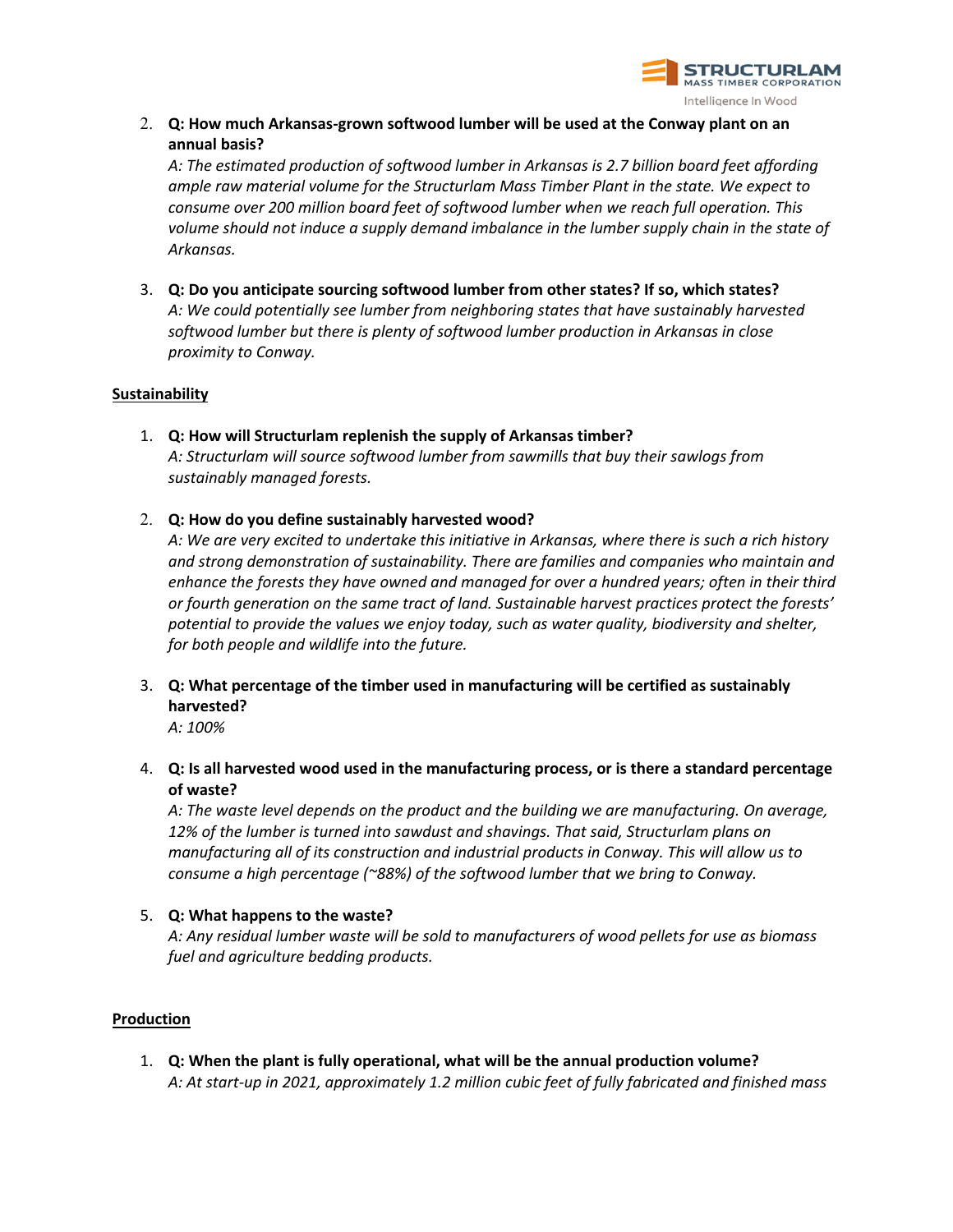2. **Q: How much Arkansas-grown softwood lumber will be used at the Conway plant on an annual basis?**
   *A: The estimated production of softwood lumber in Arkansas is 2.7 billion board feet affording ample raw material volume for the Structurlam Mass Timber Plant in the state. We expect to consume over 200 million board feet of softwood lumber when we reach full operation. This volume should not induce a supply demand imbalance in the lumber supply chain in the state of Arkansas.*

3. **Q: Do you anticipate sourcing softwood lumber from other states? If so, which states?**
   *A: We could potentially see lumber from neighboring states that have sustainably harvested softwood lumber but there is plenty of softwood lumber production in Arkansas in close proximity to Conway.*

## Sustainability

1. **Q: How will Structurlam replenish the supply of Arkansas timber?**
   *A: Structurlam will source softwood lumber from sawmills that buy their sawlogs from sustainably managed forests.*

2. **Q: How do you define sustainably harvested wood?**
   *A: We are very excited to undertake this initiative in Arkansas, where there is such a rich history and strong demonstration of sustainability. There are families and companies who maintain and enhance the forests they have owned and managed for over a hundred years; often in their third or fourth generation on the same tract of land. Sustainable harvest practices protect the forests' potential to provide the values we enjoy today, such as water quality, biodiversity and shelter, for both people and wildlife into the future.*

3. **Q: What percentage of the timber used in manufacturing will be certified as sustainably harvested?**
   *A: 100%*

4. **Q: Is all harvested wood used in the manufacturing process, or is there a standard percentage of waste?**
   *A: The waste level depends on the product and the building we are manufacturing. On average, 12% of the lumber is turned into sawdust and shavings. That said, Structurlam plans on manufacturing all of its construction and industrial products in Conway. This will allow us to consume a high percentage (~88%) of the softwood lumber that we bring to Conway.*

5. **Q: What happens to the waste?**
   *A: Any residual lumber waste will be sold to manufacturers of wood pellets for use as biomass fuel and agriculture bedding products.*

## Production

1. **Q: When the plant is fully operational, what will be the annual production volume?**
   *A: At start-up in 2021, approximately 1.2 million cubic feet of fully fabricated and finished mass*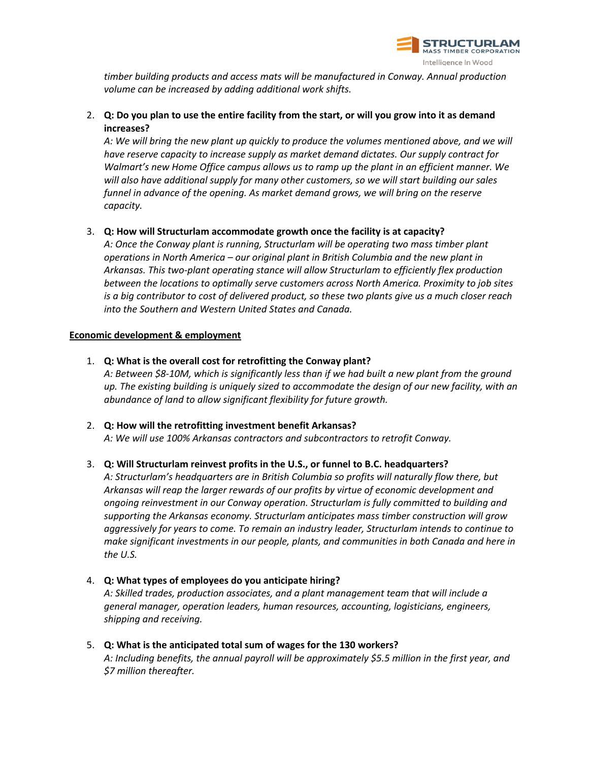*timber building products and access mats will be manufactured in Conway. Annual production volume can be increased by adding additional work shifts.*

2. **Q: Do you plan to use the entire facility from the start, or will you grow into it as demand increases?**
   *A: We will bring the new plant up quickly to produce the volumes mentioned above, and we will have reserve capacity to increase supply as market demand dictates. Our supply contract for Walmart's new Home Office campus allows us to ramp up the plant in an efficient manner. We will also have additional supply for many other customers, so we will start building our sales funnel in advance of the opening. As market demand grows, we will bring on the reserve capacity.*

3. **Q: How will Structurlam accommodate growth once the facility is at capacity?**
   *A: Once the Conway plant is running, Structurlam will be operating two mass timber plant operations in North America – our original plant in British Columbia and the new plant in Arkansas. This two-plant operating stance will allow Structurlam to efficiently flex production between the locations to optimally serve customers across North America. Proximity to job sites is a big contributor to cost of delivered product, so these two plants give us a much closer reach into the Southern and Western United States and Canada.*

**Economic development & employment**

1. **Q: What is the overall cost for retrofitting the Conway plant?**
   *A: Between $8-10M, which is significantly less than if we had built a new plant from the ground up. The existing building is uniquely sized to accommodate the design of our new facility, with an abundance of land to allow significant flexibility for future growth.*

2. **Q: How will the retrofitting investment benefit Arkansas?**
   *A: We will use 100% Arkansas contractors and subcontractors to retrofit Conway.*

3. **Q: Will Structurlam reinvest profits in the U.S., or funnel to B.C. headquarters?**
   *A: Structurlam's headquarters are in British Columbia so profits will naturally flow there, but Arkansas will reap the larger rewards of our profits by virtue of economic development and ongoing reinvestment in our Conway operation. Structurlam is fully committed to building and supporting the Arkansas economy. Structurlam anticipates mass timber construction will grow aggressively for years to come. To remain an industry leader, Structurlam intends to continue to make significant investments in our people, plants, and communities in both Canada and here in the U.S.*

4. **Q: What types of employees do you anticipate hiring?**
   *A: Skilled trades, production associates, and a plant management team that will include a general manager, operation leaders, human resources, accounting, logisticians, engineers, shipping and receiving.*

5. **Q: What is the anticipated total sum of wages for the 130 workers?**
   *A: Including benefits, the annual payroll will be approximately $5.5 million in the first year, and $7 million thereafter.*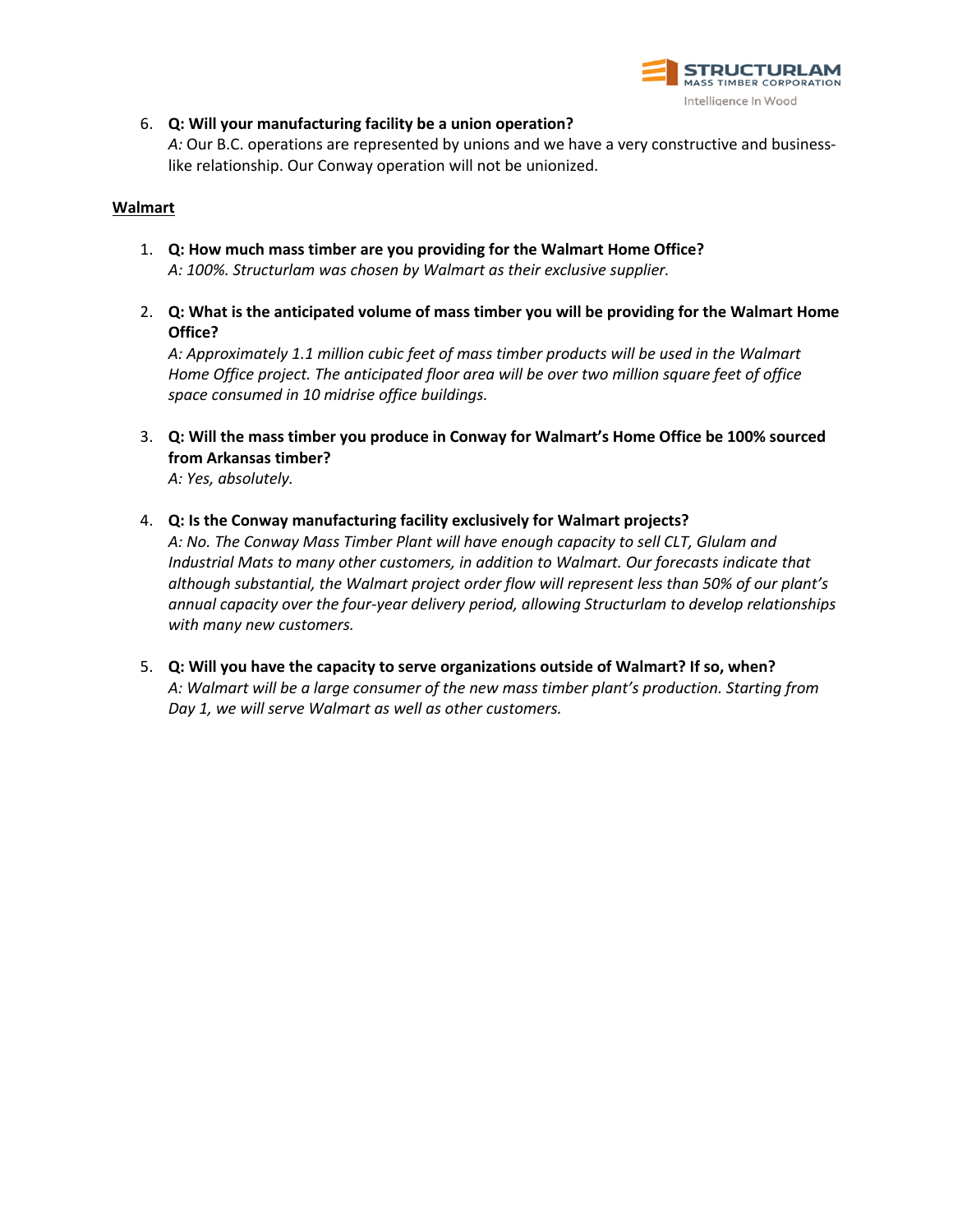6. **Q: Will your manufacturing facility be a union operation?**
   *A:* Our B.C. operations are represented by unions and we have a very constructive and business-like relationship. Our Conway operation will not be unionized.

<u>**Walmart**</u>

1. **Q: How much mass timber are you providing for the Walmart Home Office?**
   *A: 100%. Structurlam was chosen by Walmart as their exclusive supplier.*

2. **Q: What is the anticipated volume of mass timber you will be providing for the Walmart Home Office?**
   *A: Approximately 1.1 million cubic feet of mass timber products will be used in the Walmart Home Office project. The anticipated floor area will be over two million square feet of office space consumed in 10 midrise office buildings.*

3. **Q: Will the mass timber you produce in Conway for Walmart's Home Office be 100% sourced from Arkansas timber?**
   *A: Yes, absolutely.*

4. **Q: Is the Conway manufacturing facility exclusively for Walmart projects?**
   *A: No. The Conway Mass Timber Plant will have enough capacity to sell CLT, Glulam and Industrial Mats to many other customers, in addition to Walmart. Our forecasts indicate that although substantial, the Walmart project order flow will represent less than 50% of our plant's annual capacity over the four-year delivery period, allowing Structurlam to develop relationships with many new customers.*

5. **Q: Will you have the capacity to serve organizations outside of Walmart? If so, when?**
   *A: Walmart will be a large consumer of the new mass timber plant's production. Starting from Day 1, we will serve Walmart as well as other customers.*